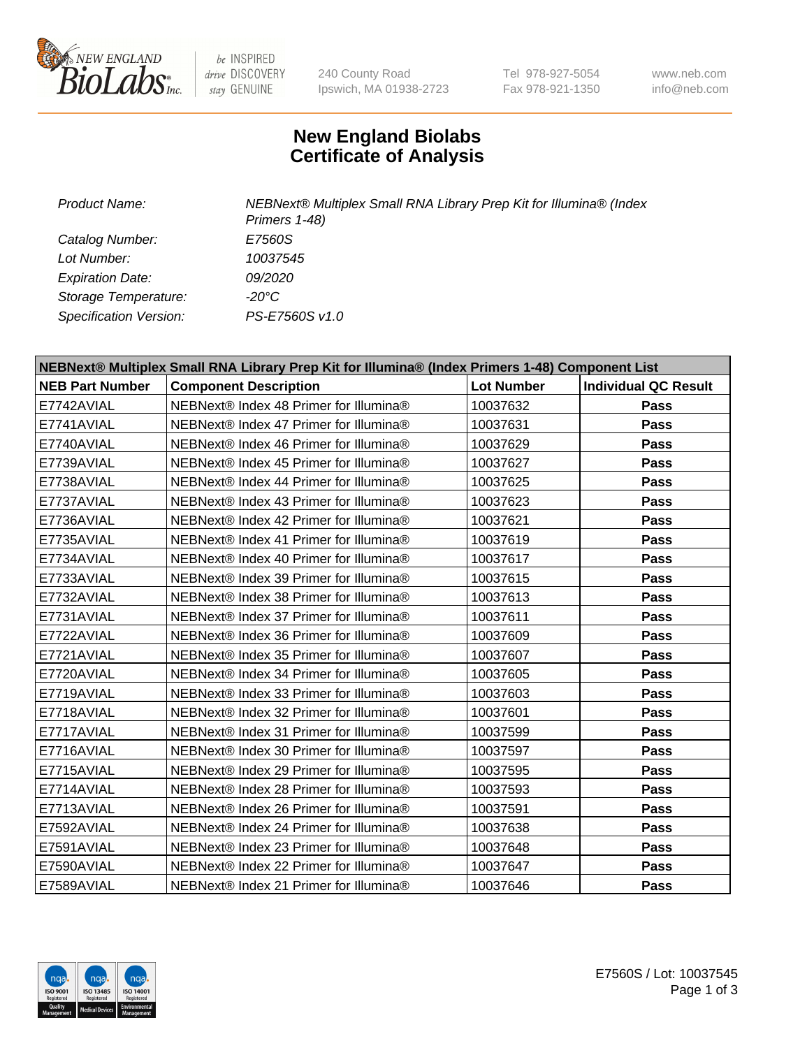# New England Biolabs
# Certificate of Analysis

| | |
|---|---|
| *Product Name:* | *NEBNext® Multiplex Small RNA Library Prep Kit for Illumina® (Index Primers 1-48)* |
| *Catalog Number:* | *E7560S* |
| *Lot Number:* | *10037545* |
| *Expiration Date:* | *09/2020* |
| *Storage Temperature:* | *-20°C* |
| *Specification Version:* | *PS-E7560S v1.0* |

| **NEBNext® Multiplex Small RNA Library Prep Kit for Illumina® (Index Primers 1-48) Component List** | | | |
|---|---|---|---|
| **NEB Part Number** | **Component Description** | **Lot Number** | **Individual QC Result** |
| E7742AVIAL | NEBNext® Index 48 Primer for Illumina® | 10037632 | **Pass** |
| E7741AVIAL | NEBNext® Index 47 Primer for Illumina® | 10037631 | **Pass** |
| E7740AVIAL | NEBNext® Index 46 Primer for Illumina® | 10037629 | **Pass** |
| E7739AVIAL | NEBNext® Index 45 Primer for Illumina® | 10037627 | **Pass** |
| E7738AVIAL | NEBNext® Index 44 Primer for Illumina® | 10037625 | **Pass** |
| E7737AVIAL | NEBNext® Index 43 Primer for Illumina® | 10037623 | **Pass** |
| E7736AVIAL | NEBNext® Index 42 Primer for Illumina® | 10037621 | **Pass** |
| E7735AVIAL | NEBNext® Index 41 Primer for Illumina® | 10037619 | **Pass** |
| E7734AVIAL | NEBNext® Index 40 Primer for Illumina® | 10037617 | **Pass** |
| E7733AVIAL | NEBNext® Index 39 Primer for Illumina® | 10037615 | **Pass** |
| E7732AVIAL | NEBNext® Index 38 Primer for Illumina® | 10037613 | **Pass** |
| E7731AVIAL | NEBNext® Index 37 Primer for Illumina® | 10037611 | **Pass** |
| E7722AVIAL | NEBNext® Index 36 Primer for Illumina® | 10037609 | **Pass** |
| E7721AVIAL | NEBNext® Index 35 Primer for Illumina® | 10037607 | **Pass** |
| E7720AVIAL | NEBNext® Index 34 Primer for Illumina® | 10037605 | **Pass** |
| E7719AVIAL | NEBNext® Index 33 Primer for Illumina® | 10037603 | **Pass** |
| E7718AVIAL | NEBNext® Index 32 Primer for Illumina® | 10037601 | **Pass** |
| E7717AVIAL | NEBNext® Index 31 Primer for Illumina® | 10037599 | **Pass** |
| E7716AVIAL | NEBNext® Index 30 Primer for Illumina® | 10037597 | **Pass** |
| E7715AVIAL | NEBNext® Index 29 Primer for Illumina® | 10037595 | **Pass** |
| E7714AVIAL | NEBNext® Index 28 Primer for Illumina® | 10037593 | **Pass** |
| E7713AVIAL | NEBNext® Index 26 Primer for Illumina® | 10037591 | **Pass** |
| E7592AVIAL | NEBNext® Index 24 Primer for Illumina® | 10037638 | **Pass** |
| E7591AVIAL | NEBNext® Index 23 Primer for Illumina® | 10037648 | **Pass** |
| E7590AVIAL | NEBNext® Index 22 Primer for Illumina® | 10037647 | **Pass** |
| E7589AVIAL | NEBNext® Index 21 Primer for Illumina® | 10037646 | **Pass** |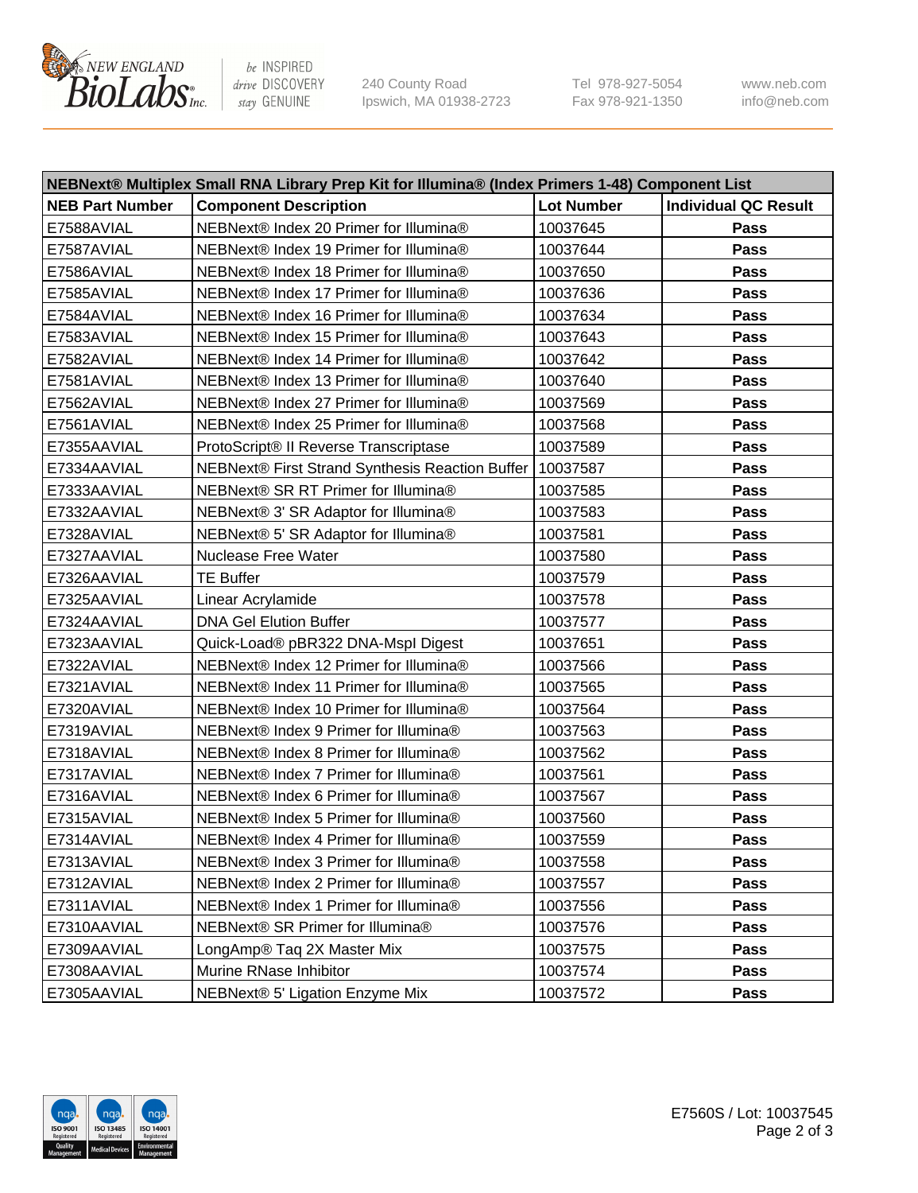| NEBNext® Multiplex Small RNA Library Prep Kit for Illumina® (Index Primers 1-48) Component List | | | |
|---|---|---|---|
| **NEB Part Number** | **Component Description** | **Lot Number** | **Individual QC Result** |
| E7588AVIAL | NEBNext® Index 20 Primer for Illumina® | 10037645 | **Pass** |
| E7587AVIAL | NEBNext® Index 19 Primer for Illumina® | 10037644 | **Pass** |
| E7586AVIAL | NEBNext® Index 18 Primer for Illumina® | 10037650 | **Pass** |
| E7585AVIAL | NEBNext® Index 17 Primer for Illumina® | 10037636 | **Pass** |
| E7584AVIAL | NEBNext® Index 16 Primer for Illumina® | 10037634 | **Pass** |
| E7583AVIAL | NEBNext® Index 15 Primer for Illumina® | 10037643 | **Pass** |
| E7582AVIAL | NEBNext® Index 14 Primer for Illumina® | 10037642 | **Pass** |
| E7581AVIAL | NEBNext® Index 13 Primer for Illumina® | 10037640 | **Pass** |
| E7562AVIAL | NEBNext® Index 27 Primer for Illumina® | 10037569 | **Pass** |
| E7561AVIAL | NEBNext® Index 25 Primer for Illumina® | 10037568 | **Pass** |
| E7355AAVIAL | ProtoScript® II Reverse Transcriptase | 10037589 | **Pass** |
| E7334AAVIAL | NEBNext® First Strand Synthesis Reaction Buffer | 10037587 | **Pass** |
| E7333AAVIAL | NEBNext® SR RT Primer for Illumina® | 10037585 | **Pass** |
| E7332AAVIAL | NEBNext® 3' SR Adaptor for Illumina® | 10037583 | **Pass** |
| E7328AVIAL | NEBNext® 5' SR Adaptor for Illumina® | 10037581 | **Pass** |
| E7327AAVIAL | Nuclease Free Water | 10037580 | **Pass** |
| E7326AAVIAL | TE Buffer | 10037579 | **Pass** |
| E7325AAVIAL | Linear Acrylamide | 10037578 | **Pass** |
| E7324AAVIAL | DNA Gel Elution Buffer | 10037577 | **Pass** |
| E7323AAVIAL | Quick-Load® pBR322 DNA-MspI Digest | 10037651 | **Pass** |
| E7322AVIAL | NEBNext® Index 12 Primer for Illumina® | 10037566 | **Pass** |
| E7321AVIAL | NEBNext® Index 11 Primer for Illumina® | 10037565 | **Pass** |
| E7320AVIAL | NEBNext® Index 10 Primer for Illumina® | 10037564 | **Pass** |
| E7319AVIAL | NEBNext® Index 9 Primer for Illumina® | 10037563 | **Pass** |
| E7318AVIAL | NEBNext® Index 8 Primer for Illumina® | 10037562 | **Pass** |
| E7317AVIAL | NEBNext® Index 7 Primer for Illumina® | 10037561 | **Pass** |
| E7316AVIAL | NEBNext® Index 6 Primer for Illumina® | 10037567 | **Pass** |
| E7315AVIAL | NEBNext® Index 5 Primer for Illumina® | 10037560 | **Pass** |
| E7314AVIAL | NEBNext® Index 4 Primer for Illumina® | 10037559 | **Pass** |
| E7313AVIAL | NEBNext® Index 3 Primer for Illumina® | 10037558 | **Pass** |
| E7312AVIAL | NEBNext® Index 2 Primer for Illumina® | 10037557 | **Pass** |
| E7311AVIAL | NEBNext® Index 1 Primer for Illumina® | 10037556 | **Pass** |
| E7310AAVIAL | NEBNext® SR Primer for Illumina® | 10037576 | **Pass** |
| E7309AAVIAL | LongAmp® Taq 2X Master Mix | 10037575 | **Pass** |
| E7308AAVIAL | Murine RNase Inhibitor | 10037574 | **Pass** |
| E7305AAVIAL | NEBNext® 5' Ligation Enzyme Mix | 10037572 | **Pass** |

E7560S / Lot: 10037545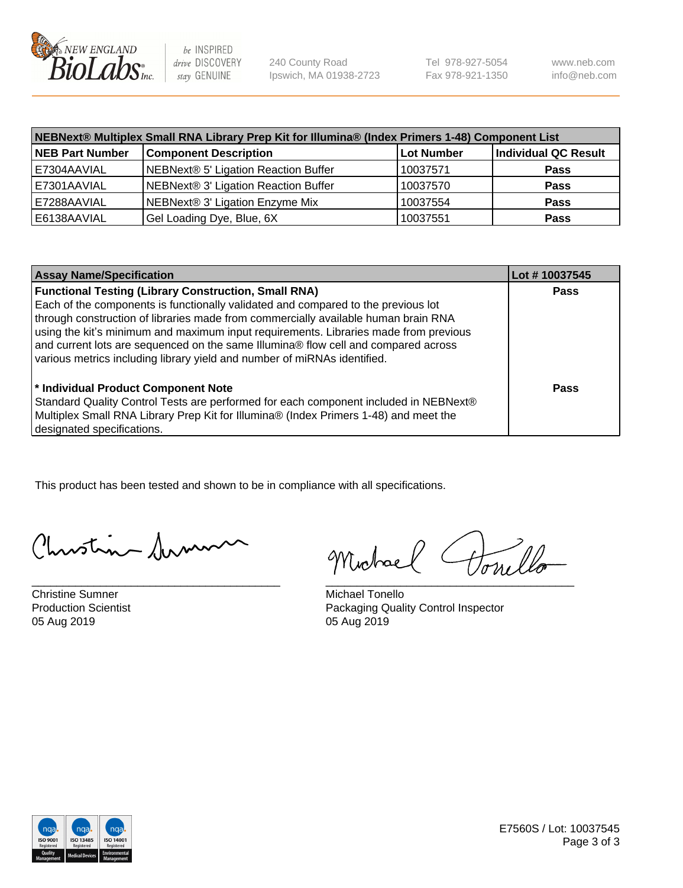240 County Road
Ipswich, MA 01938-2723

Tel 978-927-5054
Fax 978-921-1350

www.neb.com
info@neb.com

| NEBNext® Multiplex Small RNA Library Prep Kit for Illumina® (Index Primers 1-48) Component List | | | |
|---|---|---|---|
| **NEB Part Number** | **Component Description** | **Lot Number** | **Individual QC Result** |
| E7304AAVIAL | NEBNext® 5' Ligation Reaction Buffer | 10037571 | **Pass** |
| E7301AAVIAL | NEBNext® 3' Ligation Reaction Buffer | 10037570 | **Pass** |
| E7288AAVIAL | NEBNext® 3' Ligation Enzyme Mix | 10037554 | **Pass** |
| E6138AAVIAL | Gel Loading Dye, Blue, 6X | 10037551 | **Pass** |

| Assay Name/Specification | Lot # 10037545 |
|---|---|
| **Functional Testing (Library Construction, Small RNA)** Each of the components is functionally validated and compared to the previous lot through construction of libraries made from commercially available human brain RNA using the kit's minimum and maximum input requirements. Libraries made from previous and current lots are sequenced on the same Illumina® flow cell and compared across various metrics including library yield and number of miRNAs identified. | **Pass** |
| **\* Individual Product Component Note** Standard Quality Control Tests are performed for each component included in NEBNext® Multiplex Small RNA Library Prep Kit for Illumina® (Index Primers 1-48) and meet the designated specifications. | **Pass** |

This product has been tested and shown to be in compliance with all specifications.

Christine Sumner
Production Scientist
05 Aug 2019

Michael Tonello
Packaging Quality Control Inspector
05 Aug 2019

E7560S / Lot: 10037545